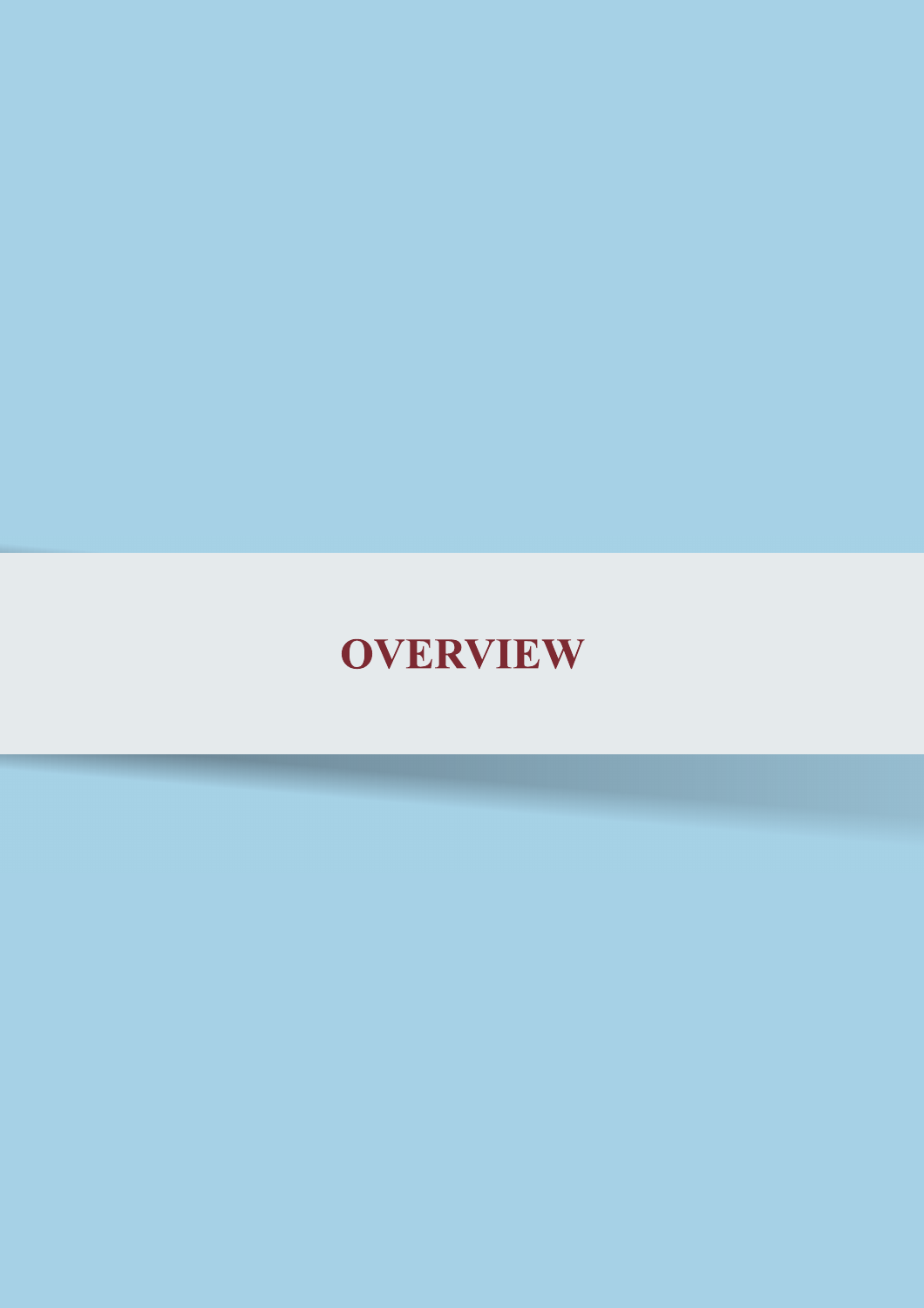# OVERVIEW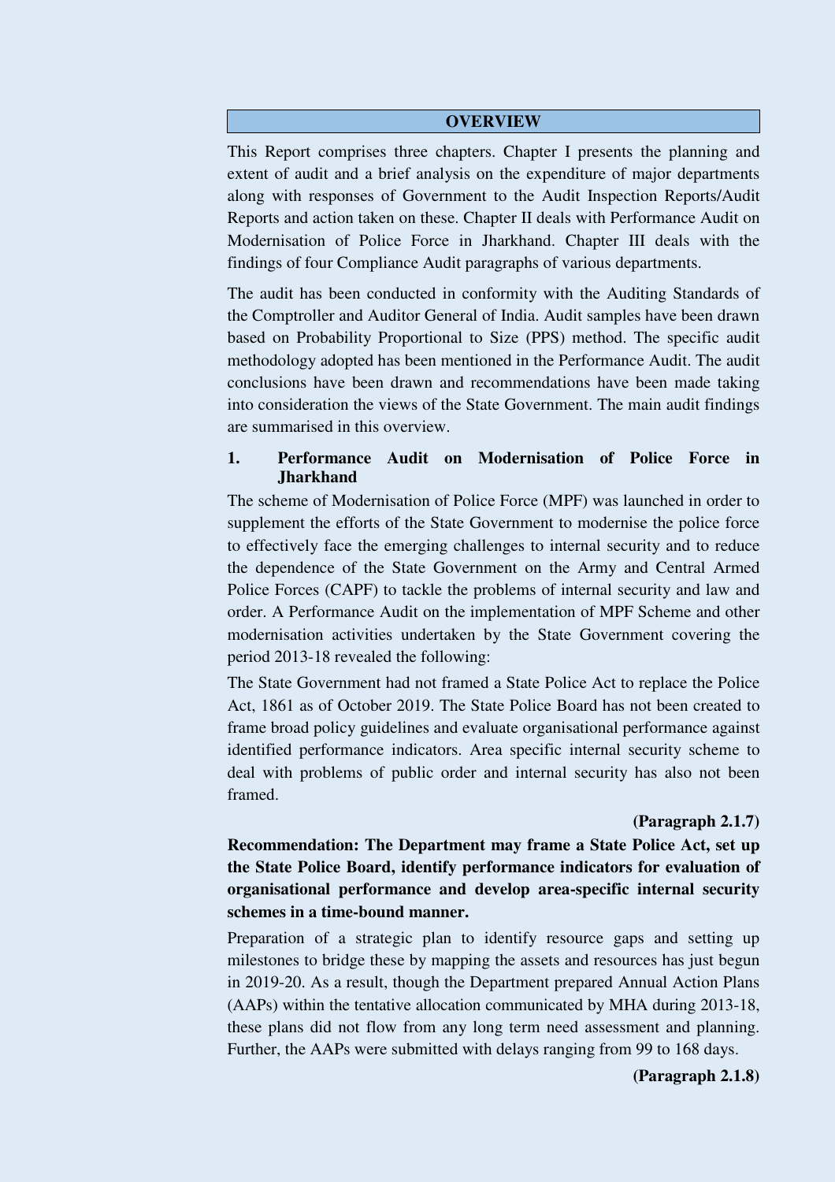## OVERVIEW

This Report comprises three chapters. Chapter I presents the planning and extent of audit and a brief analysis on the expenditure of major departments along with responses of Government to the Audit Inspection Reports/Audit Reports and action taken on these. Chapter II deals with Performance Audit on Modernisation of Police Force in Jharkhand. Chapter III deals with the findings of four Compliance Audit paragraphs of various departments.

The audit has been conducted in conformity with the Auditing Standards of the Comptroller and Auditor General of India. Audit samples have been drawn based on Probability Proportional to Size (PPS) method. The specific audit methodology adopted has been mentioned in the Performance Audit. The audit conclusions have been drawn and recommendations have been made taking into consideration the views of the State Government. The main audit findings are summarised in this overview.

### 1. Performance Audit on Modernisation of Police Force in Jharkhand

The scheme of Modernisation of Police Force (MPF) was launched in order to supplement the efforts of the State Government to modernise the police force to effectively face the emerging challenges to internal security and to reduce the dependence of the State Government on the Army and Central Armed Police Forces (CAPF) to tackle the problems of internal security and law and order. A Performance Audit on the implementation of MPF Scheme and other modernisation activities undertaken by the State Government covering the period 2013-18 revealed the following:

The State Government had not framed a State Police Act to replace the Police Act, 1861 as of October 2019. The State Police Board has not been created to frame broad policy guidelines and evaluate organisational performance against identified performance indicators. Area specific internal security scheme to deal with problems of public order and internal security has also not been framed.

**(Paragraph 2.1.7)**

**Recommendation: The Department may frame a State Police Act, set up the State Police Board, identify performance indicators for evaluation of organisational performance and develop area-specific internal security schemes in a time-bound manner.**

Preparation of a strategic plan to identify resource gaps and setting up milestones to bridge these by mapping the assets and resources has just begun in 2019-20. As a result, though the Department prepared Annual Action Plans (AAPs) within the tentative allocation communicated by MHA during 2013-18, these plans did not flow from any long term need assessment and planning. Further, the AAPs were submitted with delays ranging from 99 to 168 days.

**(Paragraph 2.1.8)**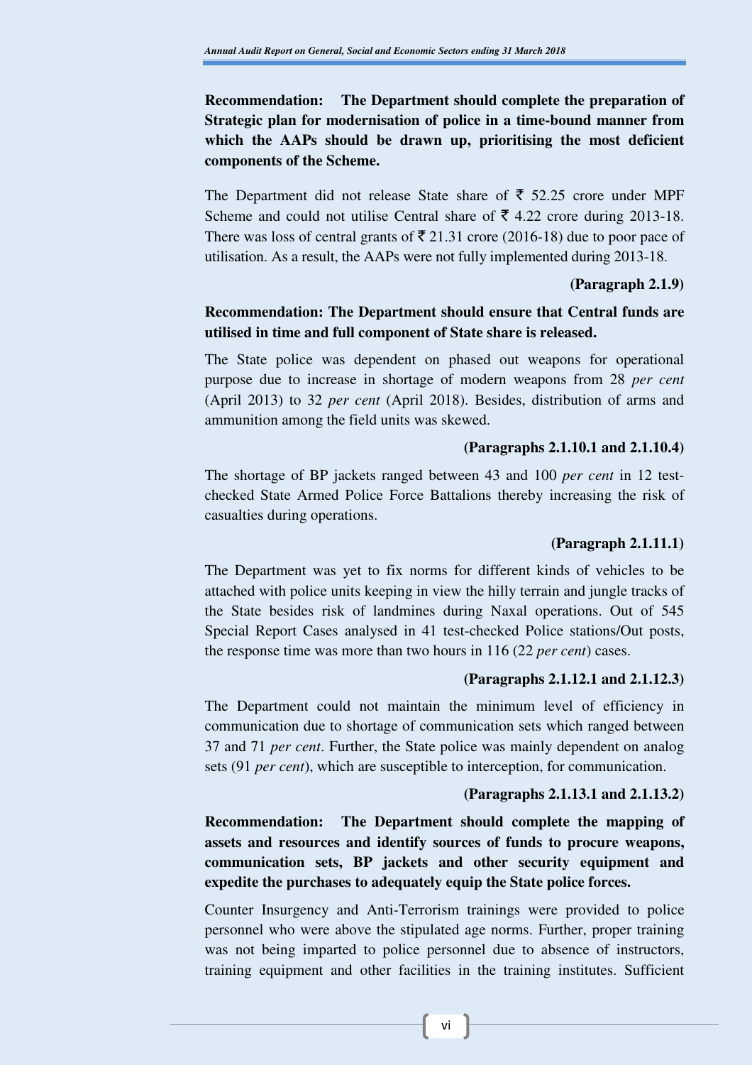**Recommendation: The Department should complete the preparation of Strategic plan for modernisation of police in a time-bound manner from which the AAPs should be drawn up, prioritising the most deficient components of the Scheme.**

The Department did not release State share of ₹ 52.25 crore under MPF Scheme and could not utilise Central share of ₹ 4.22 crore during 2013-18. There was loss of central grants of ₹ 21.31 crore (2016-18) due to poor pace of utilisation. As a result, the AAPs were not fully implemented during 2013-18.

**(Paragraph 2.1.9)**

**Recommendation: The Department should ensure that Central funds are utilised in time and full component of State share is released.**

The State police was dependent on phased out weapons for operational purpose due to increase in shortage of modern weapons from 28 *per cent* (April 2013) to 32 *per cent* (April 2018). Besides, distribution of arms and ammunition among the field units was skewed.

**(Paragraphs 2.1.10.1 and 2.1.10.4)**

The shortage of BP jackets ranged between 43 and 100 *per cent* in 12 test-checked State Armed Police Force Battalions thereby increasing the risk of casualties during operations.

**(Paragraph 2.1.11.1)**

The Department was yet to fix norms for different kinds of vehicles to be attached with police units keeping in view the hilly terrain and jungle tracks of the State besides risk of landmines during Naxal operations. Out of 545 Special Report Cases analysed in 41 test-checked Police stations/Out posts, the response time was more than two hours in 116 (22 *per cent*) cases.

**(Paragraphs 2.1.12.1 and 2.1.12.3)**

The Department could not maintain the minimum level of efficiency in communication due to shortage of communication sets which ranged between 37 and 71 *per cent*. Further, the State police was mainly dependent on analog sets (91 *per cent*), which are susceptible to interception, for communication.

**(Paragraphs 2.1.13.1 and 2.1.13.2)**

**Recommendation: The Department should complete the mapping of assets and resources and identify sources of funds to procure weapons, communication sets, BP jackets and other security equipment and expedite the purchases to adequately equip the State police forces.**

Counter Insurgency and Anti-Terrorism trainings were provided to police personnel who were above the stipulated age norms. Further, proper training was not being imparted to police personnel due to absence of instructors, training equipment and other facilities in the training institutes. Sufficient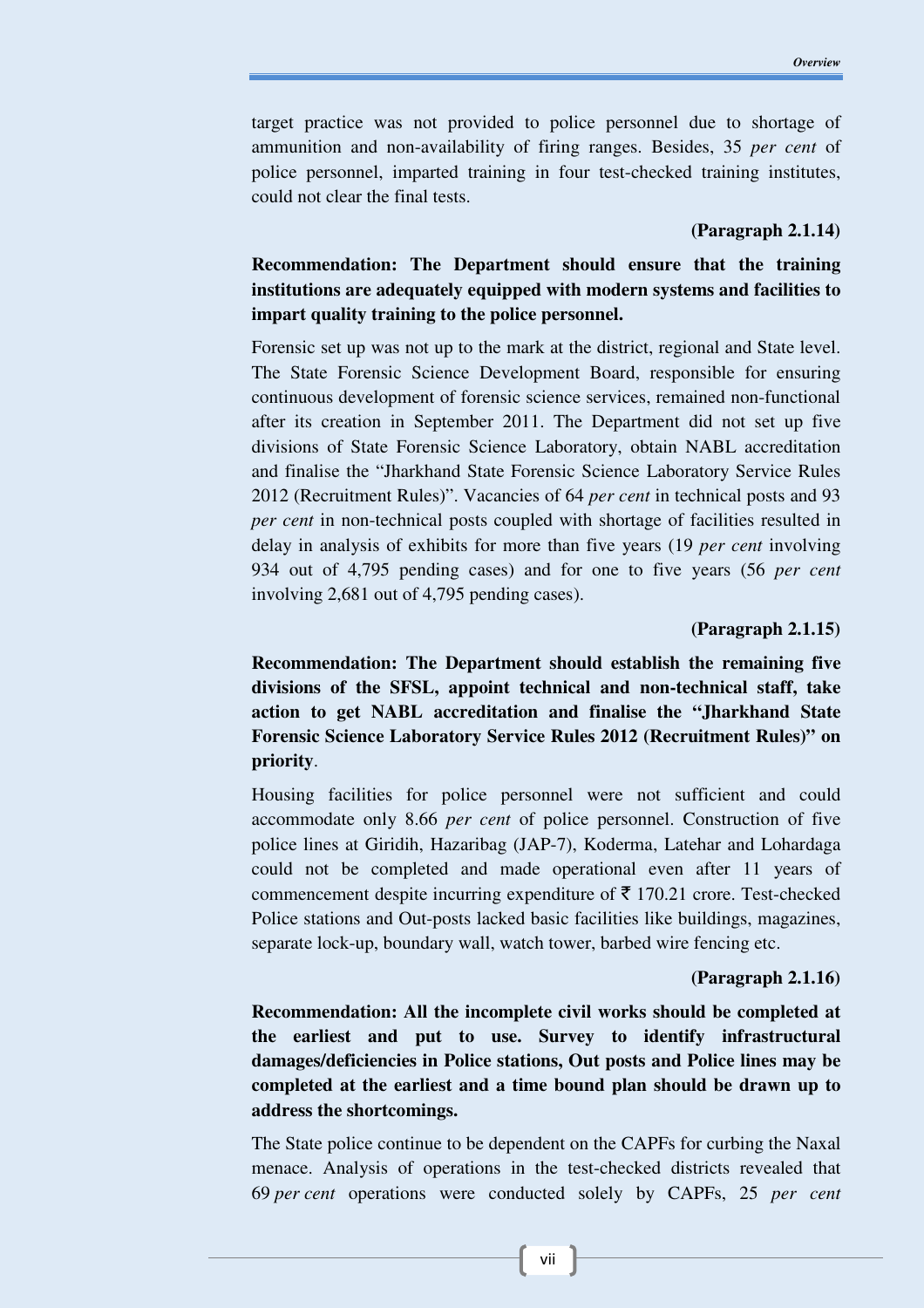target practice was not provided to police personnel due to shortage of ammunition and non-availability of firing ranges. Besides, 35 *per cent* of police personnel, imparted training in four test-checked training institutes, could not clear the final tests.

**(Paragraph 2.1.14)**

**Recommendation: The Department should ensure that the training institutions are adequately equipped with modern systems and facilities to impart quality training to the police personnel.**

Forensic set up was not up to the mark at the district, regional and State level. The State Forensic Science Development Board, responsible for ensuring continuous development of forensic science services, remained non-functional after its creation in September 2011. The Department did not set up five divisions of State Forensic Science Laboratory, obtain NABL accreditation and finalise the "Jharkhand State Forensic Science Laboratory Service Rules 2012 (Recruitment Rules)". Vacancies of 64 *per cent* in technical posts and 93 *per cent* in non-technical posts coupled with shortage of facilities resulted in delay in analysis of exhibits for more than five years (19 *per cent* involving 934 out of 4,795 pending cases) and for one to five years (56 *per cent* involving 2,681 out of 4,795 pending cases).

**(Paragraph 2.1.15)**

**Recommendation: The Department should establish the remaining five divisions of the SFSL, appoint technical and non-technical staff, take action to get NABL accreditation and finalise the "Jharkhand State Forensic Science Laboratory Service Rules 2012 (Recruitment Rules)" on priority**.

Housing facilities for police personnel were not sufficient and could accommodate only 8.66 *per cent* of police personnel. Construction of five police lines at Giridih, Hazaribag (JAP-7), Koderma, Latehar and Lohardaga could not be completed and made operational even after 11 years of commencement despite incurring expenditure of ₹ 170.21 crore. Test-checked Police stations and Out-posts lacked basic facilities like buildings, magazines, separate lock-up, boundary wall, watch tower, barbed wire fencing etc.

**(Paragraph 2.1.16)**

**Recommendation: All the incomplete civil works should be completed at the earliest and put to use. Survey to identify infrastructural damages/deficiencies in Police stations, Out posts and Police lines may be completed at the earliest and a time bound plan should be drawn up to address the shortcomings.**

The State police continue to be dependent on the CAPFs for curbing the Naxal menace. Analysis of operations in the test-checked districts revealed that 69 *per cent* operations were conducted solely by CAPFs, 25 *per cent*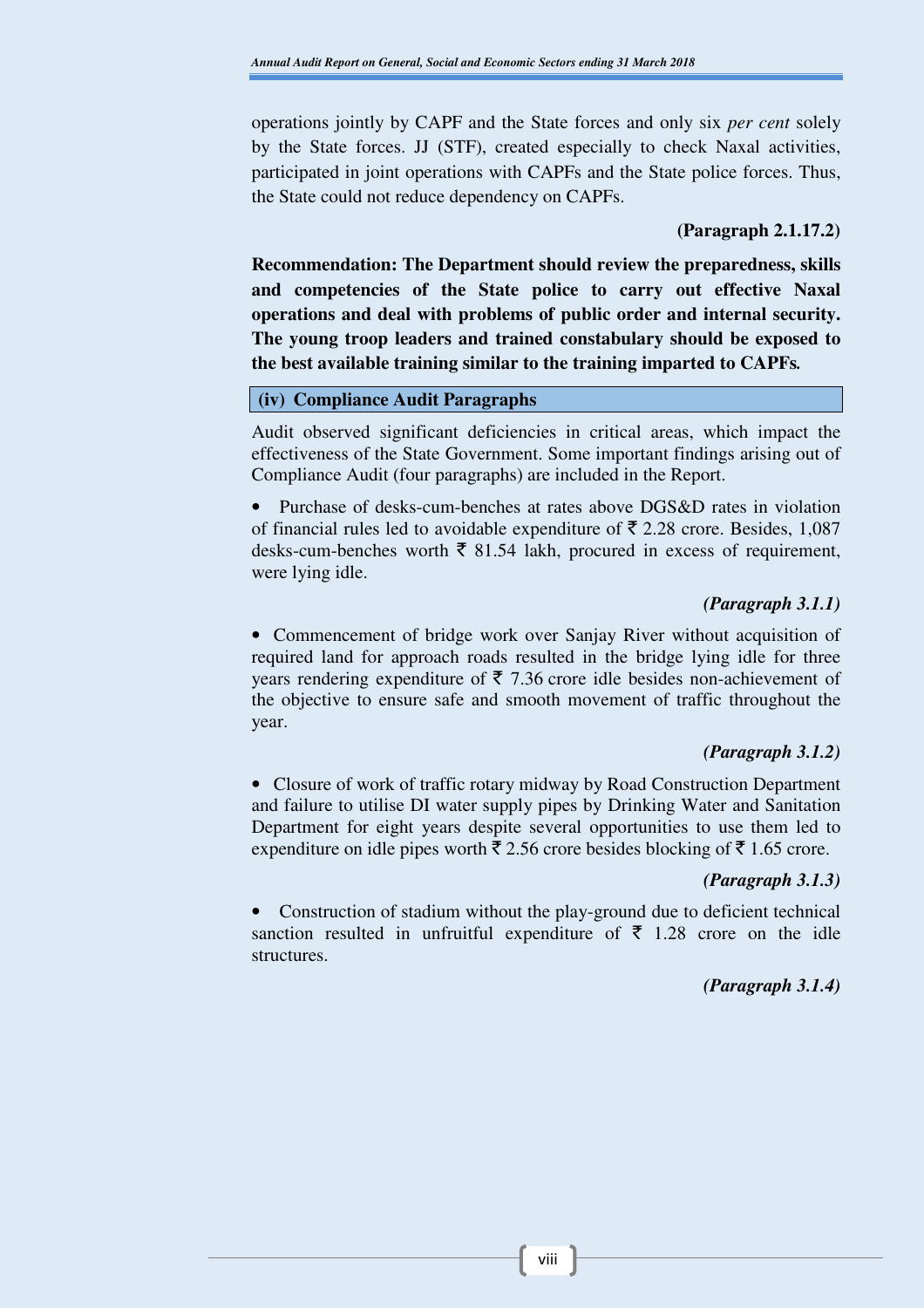operations jointly by CAPF and the State forces and only six *per cent* solely by the State forces. JJ (STF), created especially to check Naxal activities, participated in joint operations with CAPFs and the State police forces. Thus, the State could not reduce dependency on CAPFs.

**(Paragraph 2.1.17.2)**

**Recommendation: The Department should review the preparedness, skills and competencies of the State police to carry out effective Naxal operations and deal with problems of public order and internal security. The young troop leaders and trained constabulary should be exposed to the best available training similar to the training imparted to CAPFs.**

### (iv) Compliance Audit Paragraphs

Audit observed significant deficiencies in critical areas, which impact the effectiveness of the State Government. Some important findings arising out of Compliance Audit (four paragraphs) are included in the Report.

- Purchase of desks-cum-benches at rates above DGS&D rates in violation of financial rules led to avoidable expenditure of ₹ 2.28 crore. Besides, 1,087 desks-cum-benches worth ₹ 81.54 lakh, procured in excess of requirement, were lying idle.

***(Paragraph 3.1.1)***

- Commencement of bridge work over Sanjay River without acquisition of required land for approach roads resulted in the bridge lying idle for three years rendering expenditure of ₹ 7.36 crore idle besides non-achievement of the objective to ensure safe and smooth movement of traffic throughout the year.

***(Paragraph 3.1.2)***

- Closure of work of traffic rotary midway by Road Construction Department and failure to utilise DI water supply pipes by Drinking Water and Sanitation Department for eight years despite several opportunities to use them led to expenditure on idle pipes worth ₹ 2.56 crore besides blocking of ₹ 1.65 crore.

***(Paragraph 3.1.3)***

- Construction of stadium without the play-ground due to deficient technical sanction resulted in unfruitful expenditure of ₹ 1.28 crore on the idle structures.

***(Paragraph 3.1.4)***